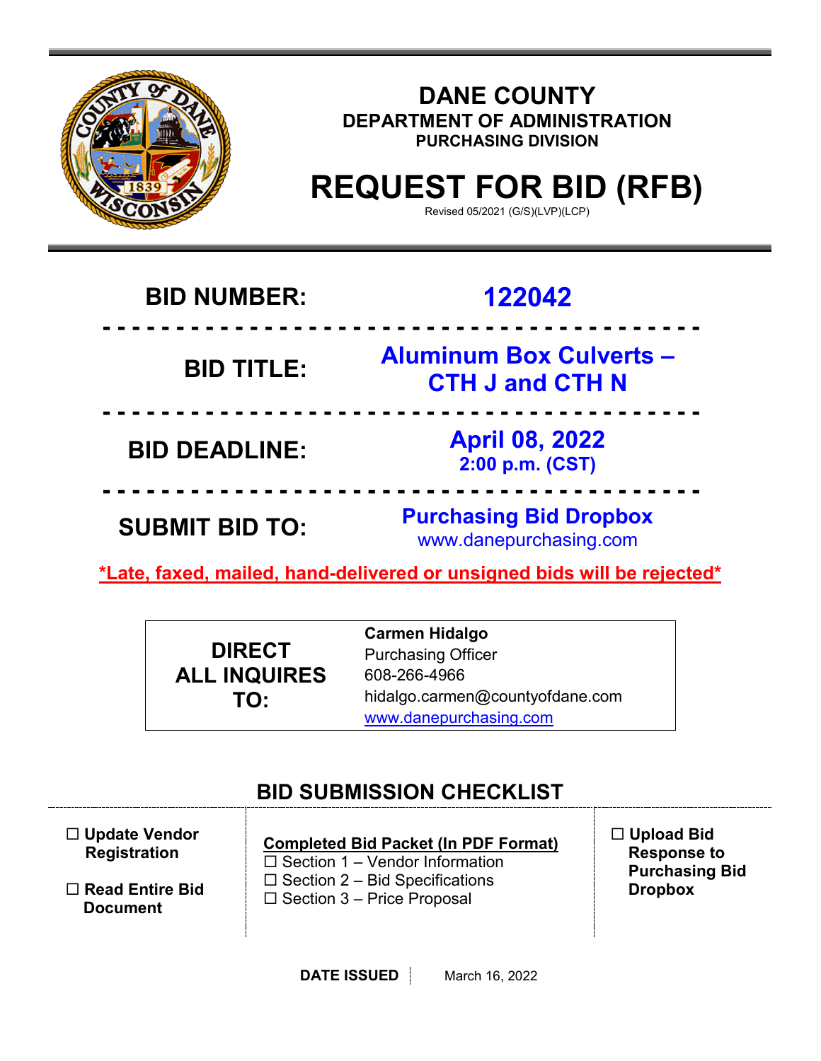# DANE COUNTY

## DEPARTMENT OF ADMINISTRATION

### PURCHASING DIVISION

# REQUEST FOR BID (RFB)

Revised 05/2021 (G/S)(LVP)(LCP)

| | |
|---|---|
| **BID NUMBER:** | **122042** |
| **BID TITLE:** | **Aluminum Box Culverts – CTH J and CTH N** |
| **BID DEADLINE:** | **April 08, 2022**<br>**2:00 p.m. (CST)** |
| **SUBMIT BID TO:** | **Purchasing Bid Dropbox**<br>www.danepurchasing.com |

**\*Late, faxed, mailed, hand-delivered or unsigned bids will be rejected\***

| | |
|---|---|
| **DIRECT ALL INQUIRES TO:** | **Carmen Hidalgo**<br>Purchasing Officer<br>608-266-4966<br>hidalgo.carmen@countyofdane.com<br>www.danepurchasing.com |

## BID SUBMISSION CHECKLIST

- ☐ **Update Vendor Registration**
- ☐ **Read Entire Bid Document**

**Completed Bid Packet (In PDF Format)**

- ☐ Section 1 – Vendor Information
- ☐ Section 2 – Bid Specifications
- ☐ Section 3 – Price Proposal

- ☐ **Upload Bid Response to Purchasing Bid Dropbox**

**DATE ISSUED** March 16, 2022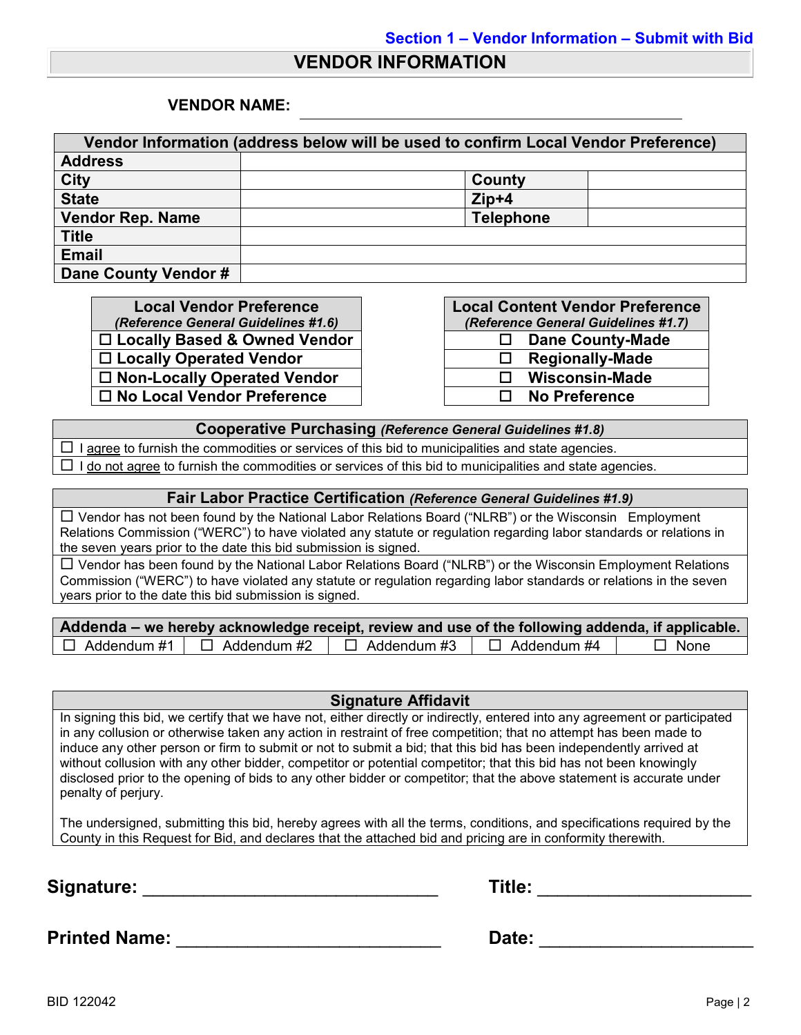Section 1 – Vendor Information – Submit with Bid

# VENDOR INFORMATION

**VENDOR NAME:** ______________________________________________

| Vendor Information (address below will be used to confirm Local Vendor Preference) | | | |
|---|---|---|---|
| **Address** | | | |
| **City** | | **County** | |
| **State** | | **Zip+4** | |
| **Vendor Rep. Name** | | **Telephone** | |
| **Title** | | | |
| **Email** | | | |
| **Dane County Vendor #** | | | |

| Local Vendor Preference *(Reference General Guidelines #1.6)* |
|---|
| ☐ Locally Based & Owned Vendor |
| ☐ Locally Operated Vendor |
| ☐ Non-Locally Operated Vendor |
| ☐ No Local Vendor Preference |

| Local Content Vendor Preference *(Reference General Guidelines #1.7)* |
|---|
| ☐ Dane County-Made |
| ☐ Regionally-Made |
| ☐ Wisconsin-Made |
| ☐ No Preference |

| Cooperative Purchasing *(Reference General Guidelines #1.8)* |
|---|
| ☐ I agree to furnish the commodities or services of this bid to municipalities and state agencies. |
| ☐ I do not agree to furnish the commodities or services of this bid to municipalities and state agencies. |

| Fair Labor Practice Certification *(Reference General Guidelines #1.9)* |
|---|
| ☐ Vendor has not been found by the National Labor Relations Board ("NLRB") or the Wisconsin Employment Relations Commission ("WERC") to have violated any statute or regulation regarding labor standards or relations in the seven years prior to the date this bid submission is signed. |
| ☐ Vendor has been found by the National Labor Relations Board ("NLRB") or the Wisconsin Employment Relations Commission ("WERC") to have violated any statute or regulation regarding labor standards or relations in the seven years prior to the date this bid submission is signed. |

| Addenda – we hereby acknowledge receipt, review and use of the following addenda, if applicable. | | | | |
|---|---|---|---|---|
| ☐ Addendum #1 | ☐ Addendum #2 | ☐ Addendum #3 | ☐ Addendum #4 | ☐ None |

| Signature Affidavit |
|---|
| In signing this bid, we certify that we have not, either directly or indirectly, entered into any agreement or participated in any collusion or otherwise taken any action in restraint of free competition; that no attempt has been made to induce any other person or firm to submit or not to submit a bid; that this bid has been independently arrived at without collusion with any other bidder, competitor or potential competitor; that this bid has not been knowingly disclosed prior to the opening of bids to any other bidder or competitor; that the above statement is accurate under penalty of perjury.<br><br>The undersigned, submitting this bid, hereby agrees with all the terms, conditions, and specifications required by the County in this Request for Bid, and declares that the attached bid and pricing are in conformity therewith. |

**Signature:** ______________________________ **Title:** _____________________

**Printed Name:** ___________________________ **Date:** _____________________

BID 122042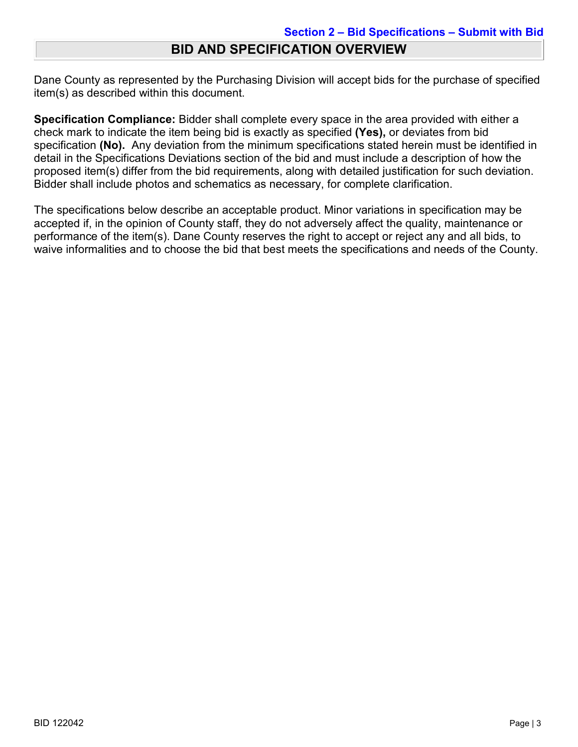**Section 2 – Bid Specifications – Submit with Bid**

# BID AND SPECIFICATION OVERVIEW

Dane County as represented by the Purchasing Division will accept bids for the purchase of specified item(s) as described within this document.

**Specification Compliance:** Bidder shall complete every space in the area provided with either a check mark to indicate the item being bid is exactly as specified **(Yes),** or deviates from bid specification **(No).** Any deviation from the minimum specifications stated herein must be identified in detail in the Specifications Deviations section of the bid and must include a description of how the proposed item(s) differ from the bid requirements, along with detailed justification for such deviation. Bidder shall include photos and schematics as necessary, for complete clarification.

The specifications below describe an acceptable product. Minor variations in specification may be accepted if, in the opinion of County staff, they do not adversely affect the quality, maintenance or performance of the item(s). Dane County reserves the right to accept or reject any and all bids, to waive informalities and to choose the bid that best meets the specifications and needs of the County.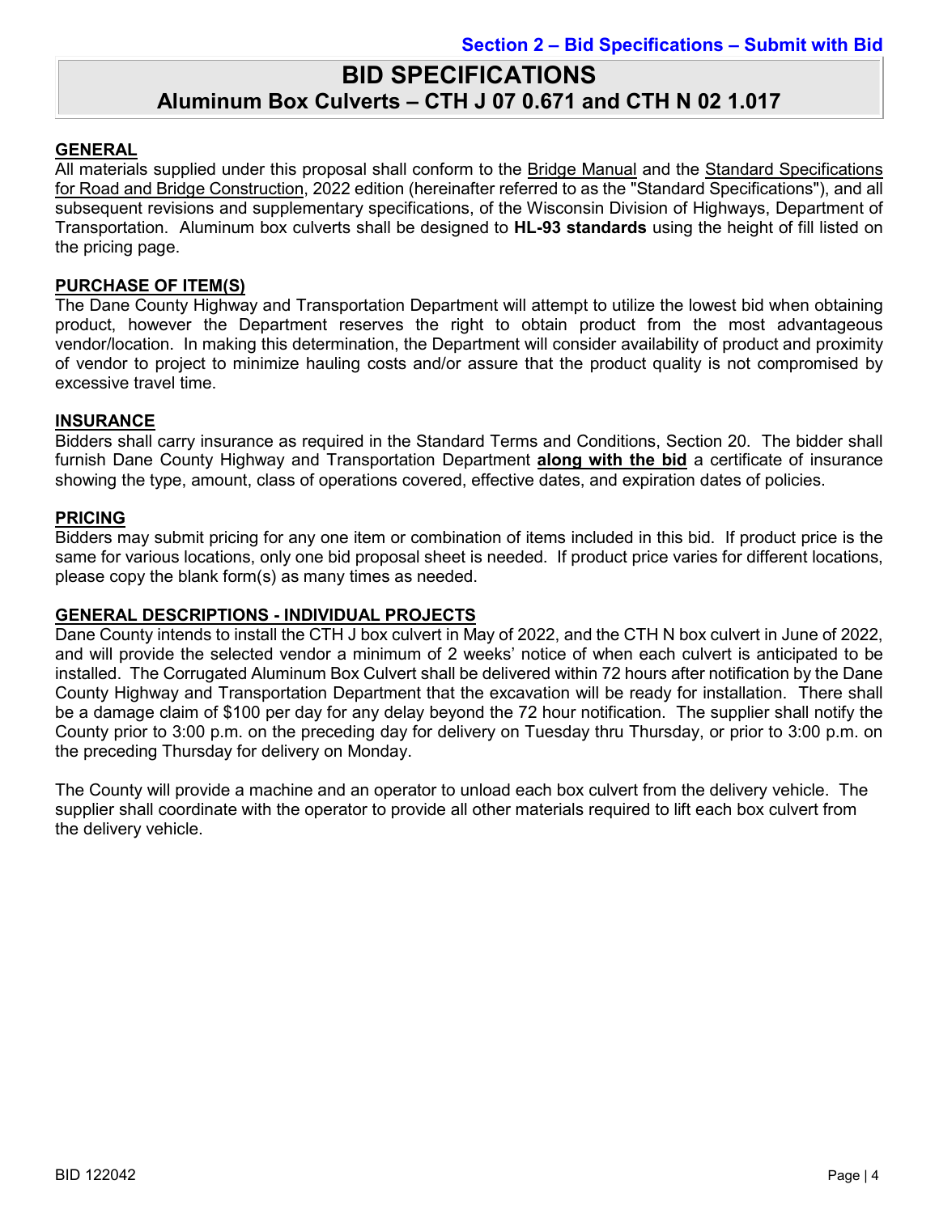**Section 2 – Bid Specifications – Submit with Bid**

# BID SPECIFICATIONS
## Aluminum Box Culverts – CTH J 07 0.671 and CTH N 02 1.017

### GENERAL

All materials supplied under this proposal shall conform to the Bridge Manual and the Standard Specifications for Road and Bridge Construction, 2022 edition (hereinafter referred to as the "Standard Specifications"), and all subsequent revisions and supplementary specifications, of the Wisconsin Division of Highways, Department of Transportation. Aluminum box culverts shall be designed to **HL-93 standards** using the height of fill listed on the pricing page.

### PURCHASE OF ITEM(S)

The Dane County Highway and Transportation Department will attempt to utilize the lowest bid when obtaining product, however the Department reserves the right to obtain product from the most advantageous vendor/location. In making this determination, the Department will consider availability of product and proximity of vendor to project to minimize hauling costs and/or assure that the product quality is not compromised by excessive travel time.

### INSURANCE

Bidders shall carry insurance as required in the Standard Terms and Conditions, Section 20. The bidder shall furnish Dane County Highway and Transportation Department **along with the bid** a certificate of insurance showing the type, amount, class of operations covered, effective dates, and expiration dates of policies.

### PRICING

Bidders may submit pricing for any one item or combination of items included in this bid. If product price is the same for various locations, only one bid proposal sheet is needed. If product price varies for different locations, please copy the blank form(s) as many times as needed.

### GENERAL DESCRIPTIONS - INDIVIDUAL PROJECTS

Dane County intends to install the CTH J box culvert in May of 2022, and the CTH N box culvert in June of 2022, and will provide the selected vendor a minimum of 2 weeks' notice of when each culvert is anticipated to be installed. The Corrugated Aluminum Box Culvert shall be delivered within 72 hours after notification by the Dane County Highway and Transportation Department that the excavation will be ready for installation. There shall be a damage claim of $100 per day for any delay beyond the 72 hour notification. The supplier shall notify the County prior to 3:00 p.m. on the preceding day for delivery on Tuesday thru Thursday, or prior to 3:00 p.m. on the preceding Thursday for delivery on Monday.

The County will provide a machine and an operator to unload each box culvert from the delivery vehicle. The supplier shall coordinate with the operator to provide all other materials required to lift each box culvert from the delivery vehicle.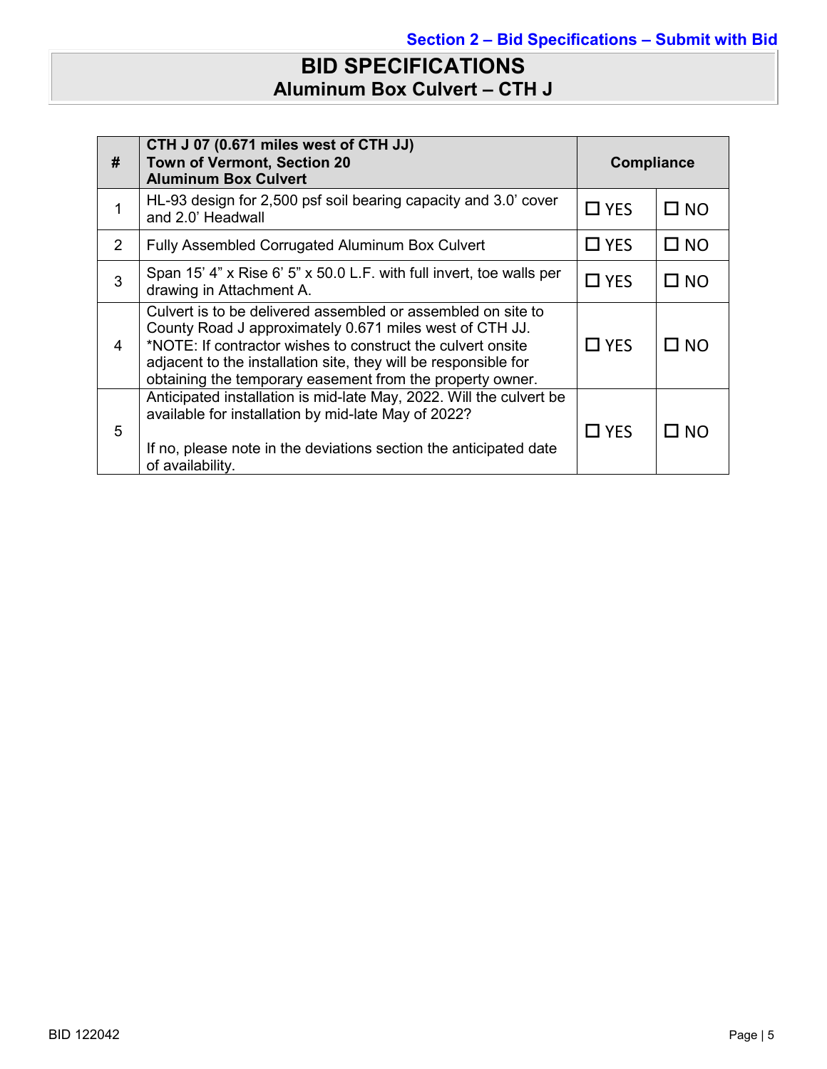Section 2 – Bid Specifications – Submit with Bid

# BID SPECIFICATIONS

## Aluminum Box Culvert – CTH J

| # | **CTH J 07 (0.671 miles west of CTH JJ)**<br>**Town of Vermont, Section 20**<br>**Aluminum Box Culvert** | **Compliance** | |
|---|---|---|---|
| 1 | HL-93 design for 2,500 psf soil bearing capacity and 3.0' cover and 2.0' Headwall | ☐ YES | ☐ NO |
| 2 | Fully Assembled Corrugated Aluminum Box Culvert | ☐ YES | ☐ NO |
| 3 | Span 15' 4" x Rise 6' 5" x 50.0 L.F. with full invert, toe walls per drawing in Attachment A. | ☐ YES | ☐ NO |
| 4 | Culvert is to be delivered assembled or assembled on site to County Road J approximately 0.671 miles west of CTH JJ. *NOTE: If contractor wishes to construct the culvert onsite adjacent to the installation site, they will be responsible for obtaining the temporary easement from the property owner. | ☐ YES | ☐ NO |
| 5 | Anticipated installation is mid-late May, 2022. Will the culvert be available for installation by mid-late May of 2022?<br><br>If no, please note in the deviations section the anticipated date of availability. | ☐ YES | ☐ NO |

BID 122042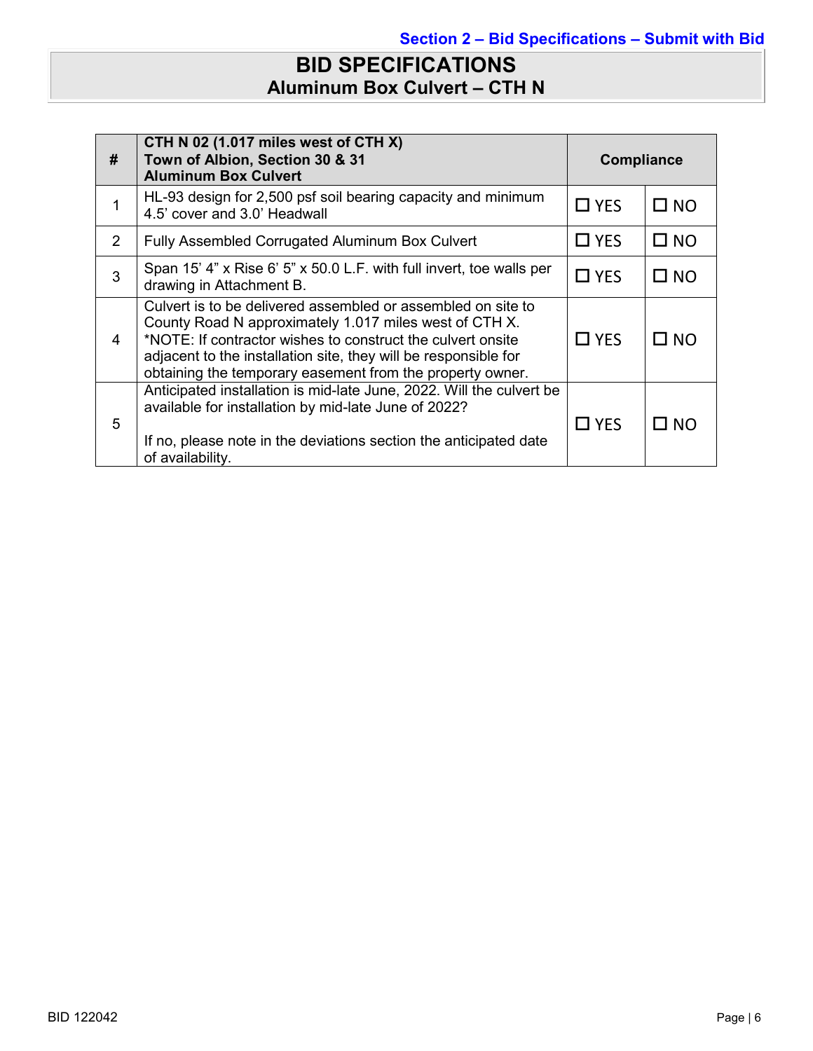Section 2 – Bid Specifications – Submit with Bid

# BID SPECIFICATIONS

## Aluminum Box Culvert – CTH N

| # | CTH N 02 (1.017 miles west of CTH X)<br>Town of Albion, Section 30 & 31<br>Aluminum Box Culvert | Compliance | |
|---|---|---|---|
| 1 | HL-93 design for 2,500 psf soil bearing capacity and minimum 4.5' cover and 3.0' Headwall | ☐ YES | ☐ NO |
| 2 | Fully Assembled Corrugated Aluminum Box Culvert | ☐ YES | ☐ NO |
| 3 | Span 15' 4" x Rise 6' 5" x 50.0 L.F. with full invert, toe walls per drawing in Attachment B. | ☐ YES | ☐ NO |
| 4 | Culvert is to be delivered assembled or assembled on site to County Road N approximately 1.017 miles west of CTH X. *NOTE: If contractor wishes to construct the culvert onsite adjacent to the installation site, they will be responsible for obtaining the temporary easement from the property owner. | ☐ YES | ☐ NO |
| 5 | Anticipated installation is mid-late June, 2022. Will the culvert be available for installation by mid-late June of 2022?<br><br>If no, please note in the deviations section the anticipated date of availability. | ☐ YES | ☐ NO |

BID 122042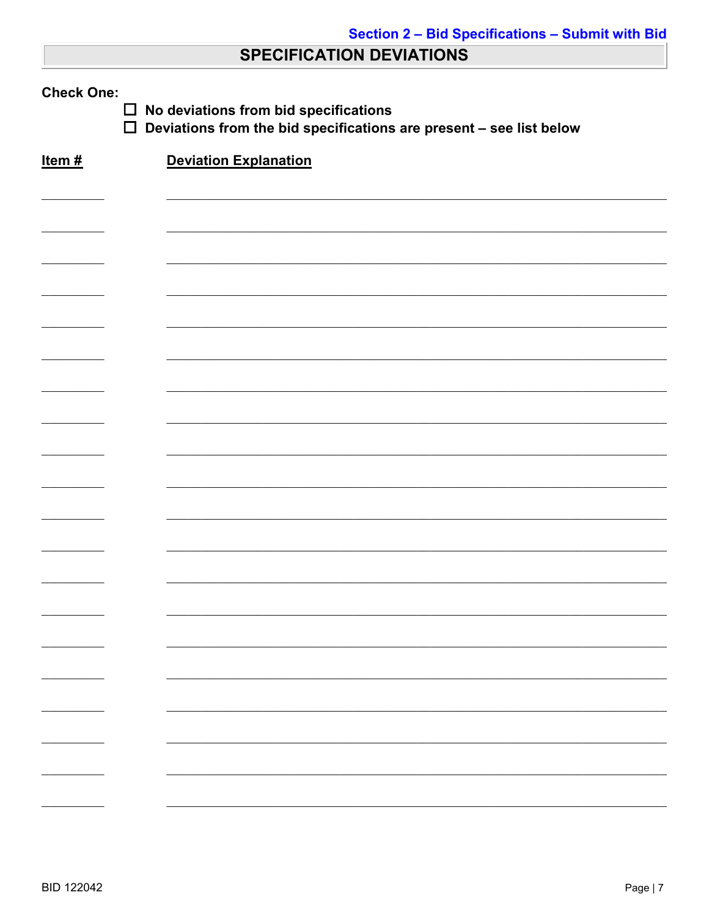**Section 2 – Bid Specifications – Submit with Bid**

## SPECIFICATION DEVIATIONS

**Check One:**

- ☐ **No deviations from bid specifications**
- ☐ **Deviations from the bid specifications are present – see list below**

| Item # | Deviation Explanation |
|---|---|
| | |
| | |
| | |
| | |
| | |
| | |
| | |
| | |
| | |
| | |
| | |
| | |
| | |
| | |
| | |
| | |
| | |
| | |
| | |
| | |

BID 122042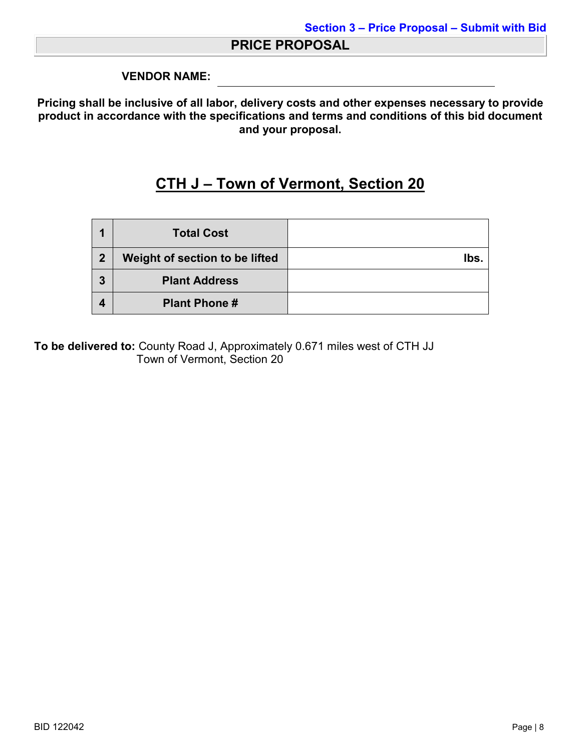**Section 3 – Price Proposal – Submit with Bid**

## PRICE PROPOSAL

**VENDOR NAME:** ______________________________

**Pricing shall be inclusive of all labor, delivery costs and other expenses necessary to provide product in accordance with the specifications and terms and conditions of this bid document and your proposal.**

## CTH J – Town of Vermont, Section 20

| | | |
|---|---|---|
| **1** | **Total Cost** | |
| **2** | **Weight of section to be lifted** | **lbs.** |
| **3** | **Plant Address** | |
| **4** | **Plant Phone #** | |

**To be delivered to:** County Road J, Approximately 0.671 miles west of CTH JJ
Town of Vermont, Section 20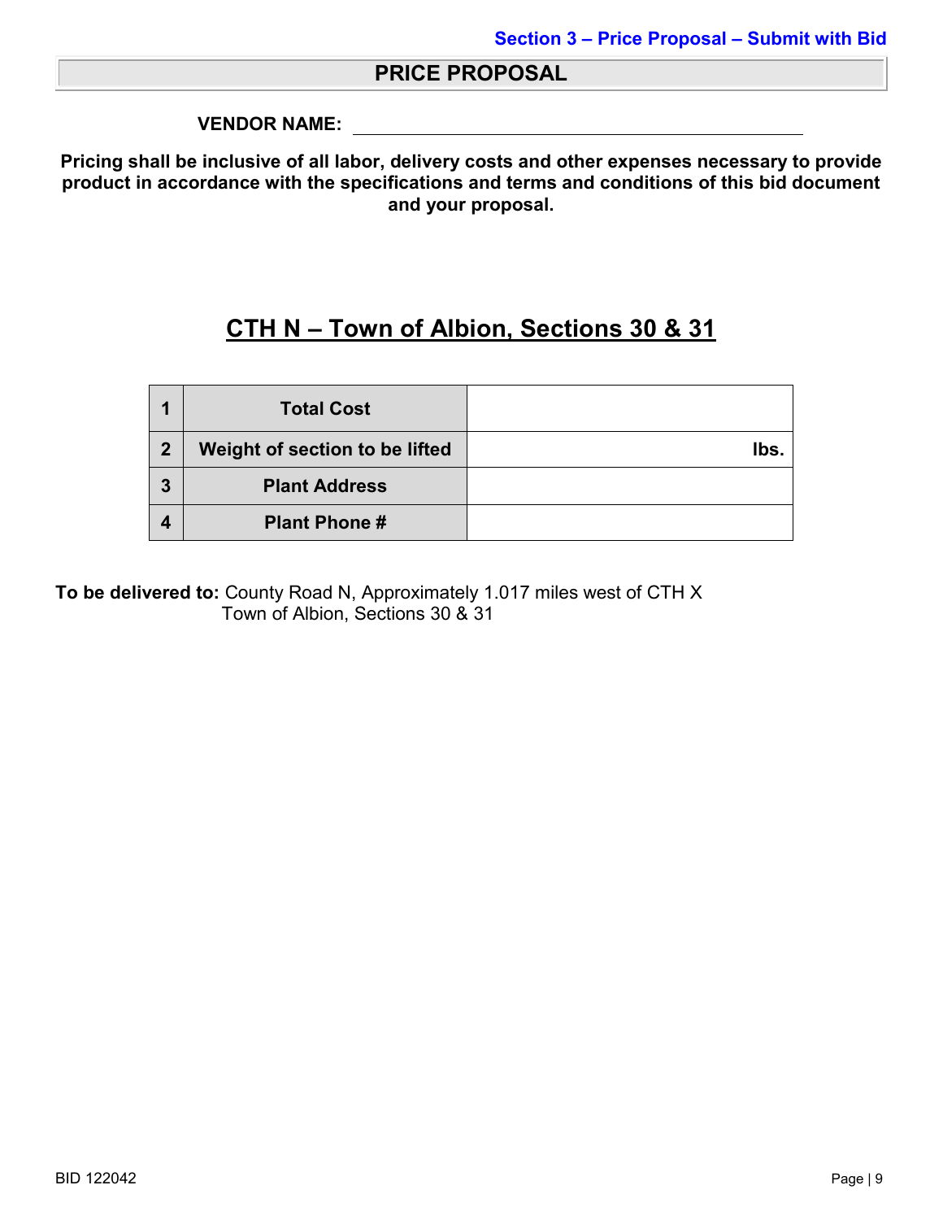Section 3 – Price Proposal – Submit with Bid

# PRICE PROPOSAL

**VENDOR NAME:** ______________________________________________

**Pricing shall be inclusive of all labor, delivery costs and other expenses necessary to provide product in accordance with the specifications and terms and conditions of this bid document and your proposal.**

## CTH N – Town of Albion, Sections 30 & 31

| | | |
|---|---|---|
| **1** | **Total Cost** | |
| **2** | **Weight of section to be lifted** | **lbs.** |
| **3** | **Plant Address** | |
| **4** | **Plant Phone #** | |

**To be delivered to:** County Road N, Approximately 1.017 miles west of CTH X
Town of Albion, Sections 30 & 31